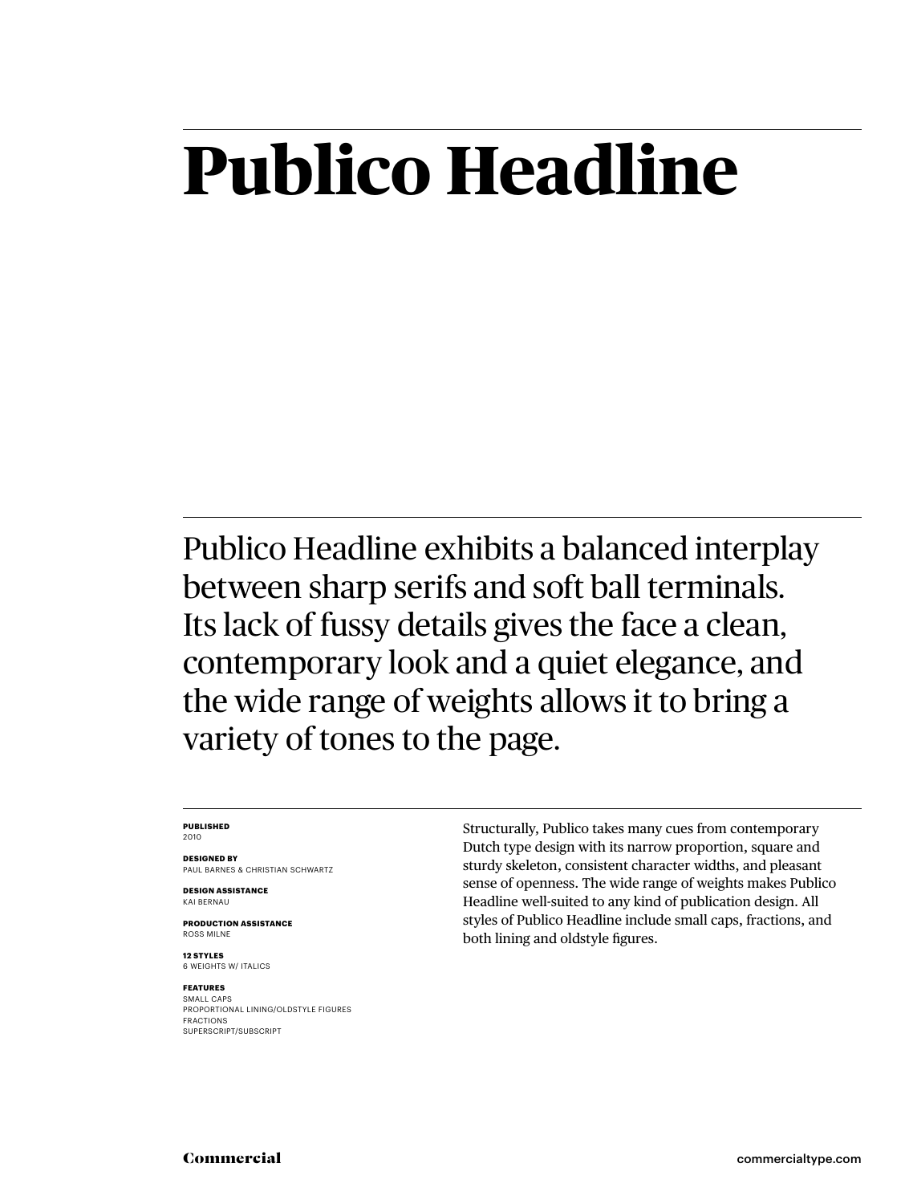# Publico Headline

Publico Headline exhibits a balanced interplay between sharp serifs and soft ball terminals. Its lack of fussy details gives the face a clean, contemporary look and a quiet elegance, and the wide range of weights allows it to bring a variety of tones to the page.

**PUBLISHED**
2010

**DESIGNED BY**
PAUL BARNES & CHRISTIAN SCHWARTZ

**DESIGN ASSISTANCE**
KAI BERNAU

**PRODUCTION ASSISTANCE**
ROSS MILNE

**12 STYLES**
6 WEIGHTS W/ ITALICS

**FEATURES**
SMALL CAPS
PROPORTIONAL LINING/OLDSTYLE FIGURES
FRACTIONS
SUPERSCRIPT/SUBSCRIPT

Structurally, Publico takes many cues from contemporary Dutch type design with its narrow proportion, square and sturdy skeleton, consistent character widths, and pleasant sense of openness. The wide range of weights makes Publico Headline well-suited to any kind of publication design. All styles of Publico Headline include small caps, fractions, and both lining and oldstyle figures.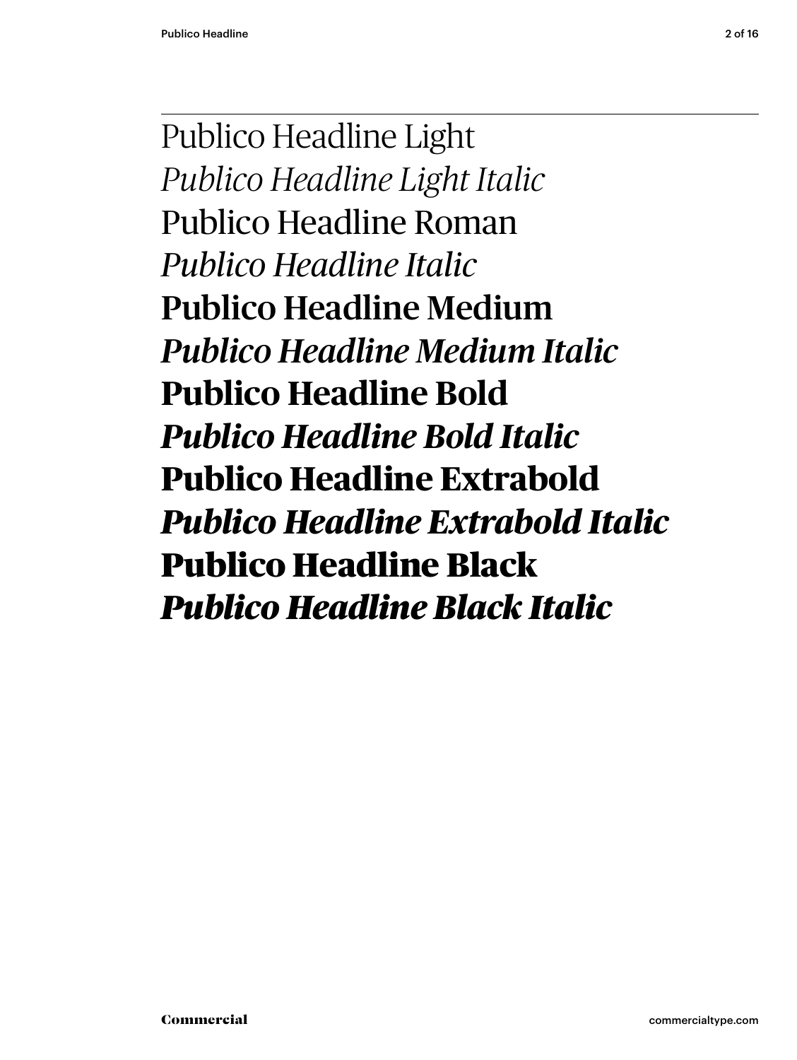Publico Headline Light

*Publico Headline Light Italic*

Publico Headline Roman

*Publico Headline Italic*

**Publico Headline Medium**

***Publico Headline Medium Italic***

**Publico Headline Bold**

***Publico Headline Bold Italic***

**Publico Headline Extrabold**

***Publico Headline Extrabold Italic***

**Publico Headline Black**

***Publico Headline Black Italic***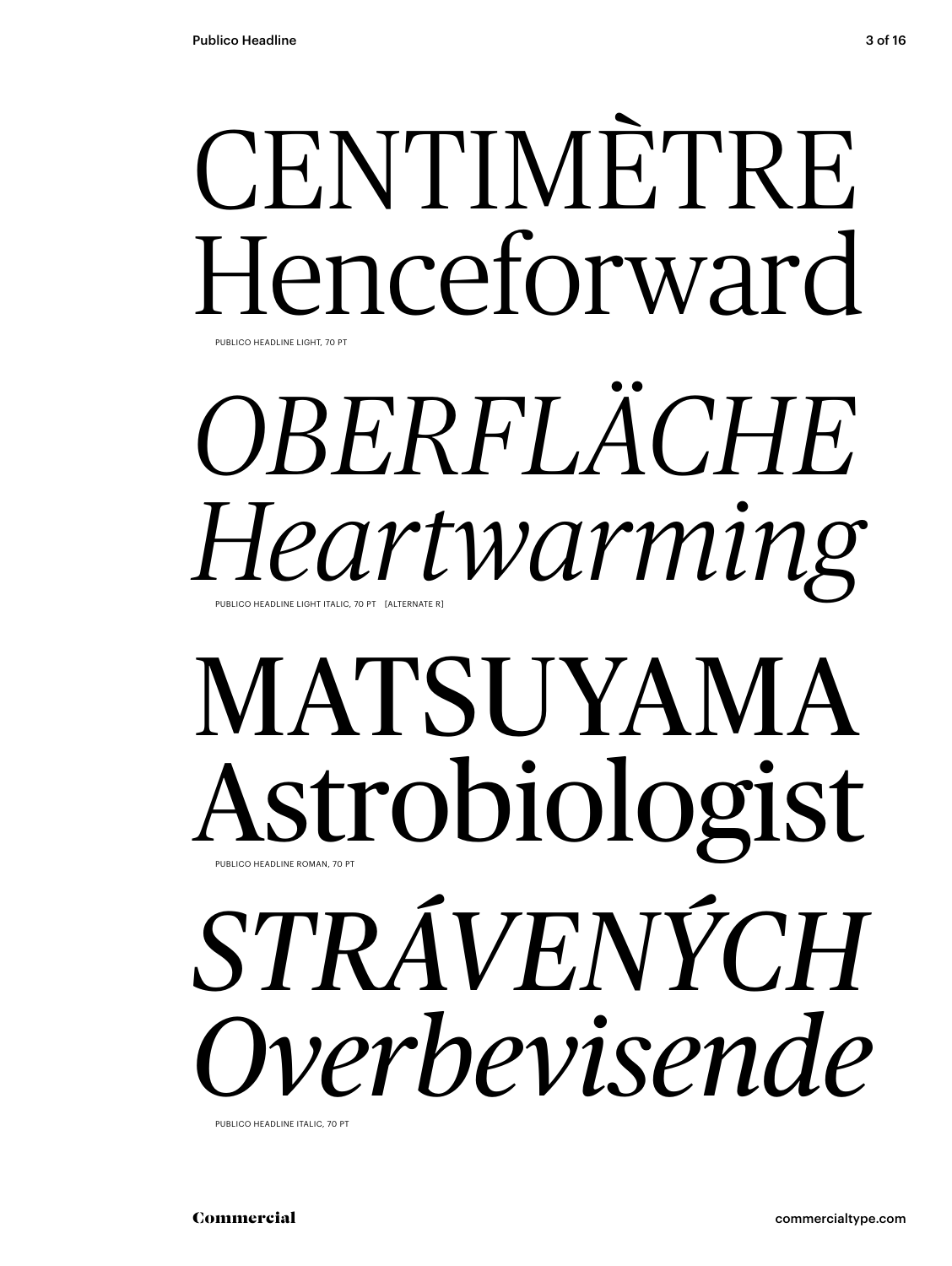CENTIMÈTRE
Henceforward

PUBLICO HEADLINE LIGHT, 70 PT

*OBERFLÄCHE*
*Heartwarming*

PUBLICO HEADLINE LIGHT ITALIC, 70 PT [ALTERNATE R]

MATSUYAMA
Astrobiologist

PUBLICO HEADLINE ROMAN, 70 PT

*STRÁVENÝCH*
*Overbevisende*

PUBLICO HEADLINE ITALIC, 70 PT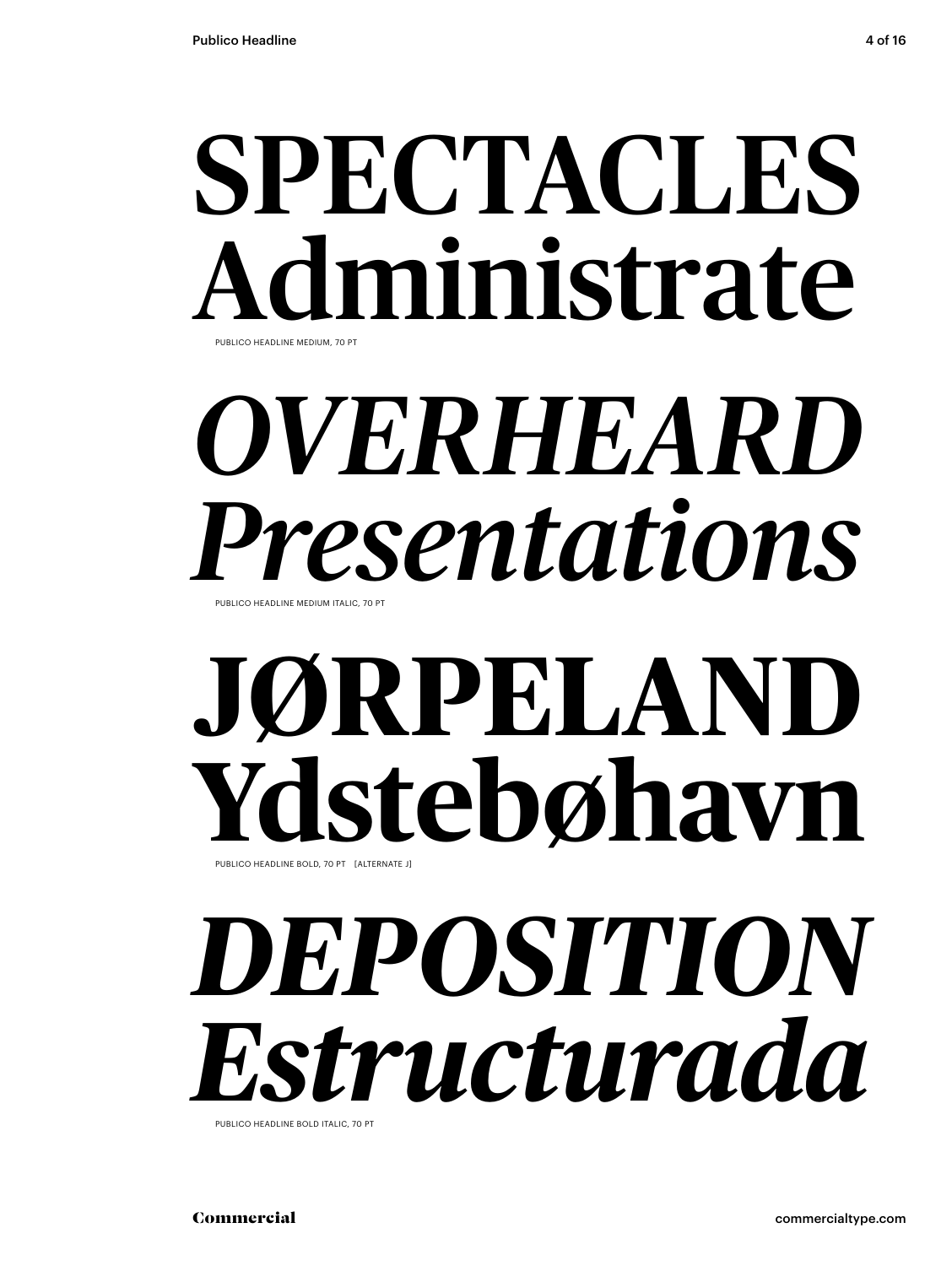SPECTACLES
Administrate

PUBLICO HEADLINE MEDIUM, 70 PT

*OVERHEARD*
*Presentations*

PUBLICO HEADLINE MEDIUM ITALIC, 70 PT

**JØRPELAND**
**Ydstebøhavn**

PUBLICO HEADLINE BOLD, 70 PT [ALTERNATE J]

***DEPOSITION***
***Estructurada***

PUBLICO HEADLINE BOLD ITALIC, 70 PT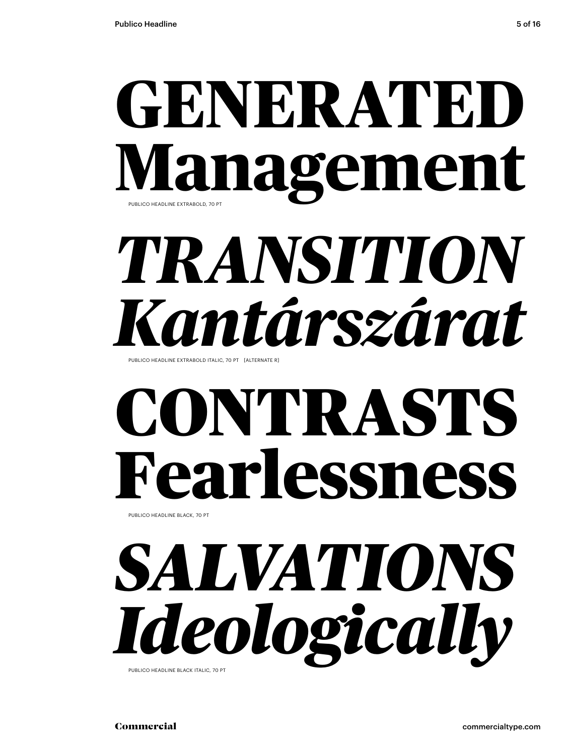**GENERATED Management**

PUBLICO HEADLINE EXTRABOLD, 70 PT

***TRANSITION Kantárszárat***

PUBLICO HEADLINE EXTRABOLD ITALIC, 70 PT [ALTERNATE R]

**CONTRASTS Fearlessness**

PUBLICO HEADLINE BLACK, 70 PT

***SALVATIONS Ideologically***

PUBLICO HEADLINE BLACK ITALIC, 70 PT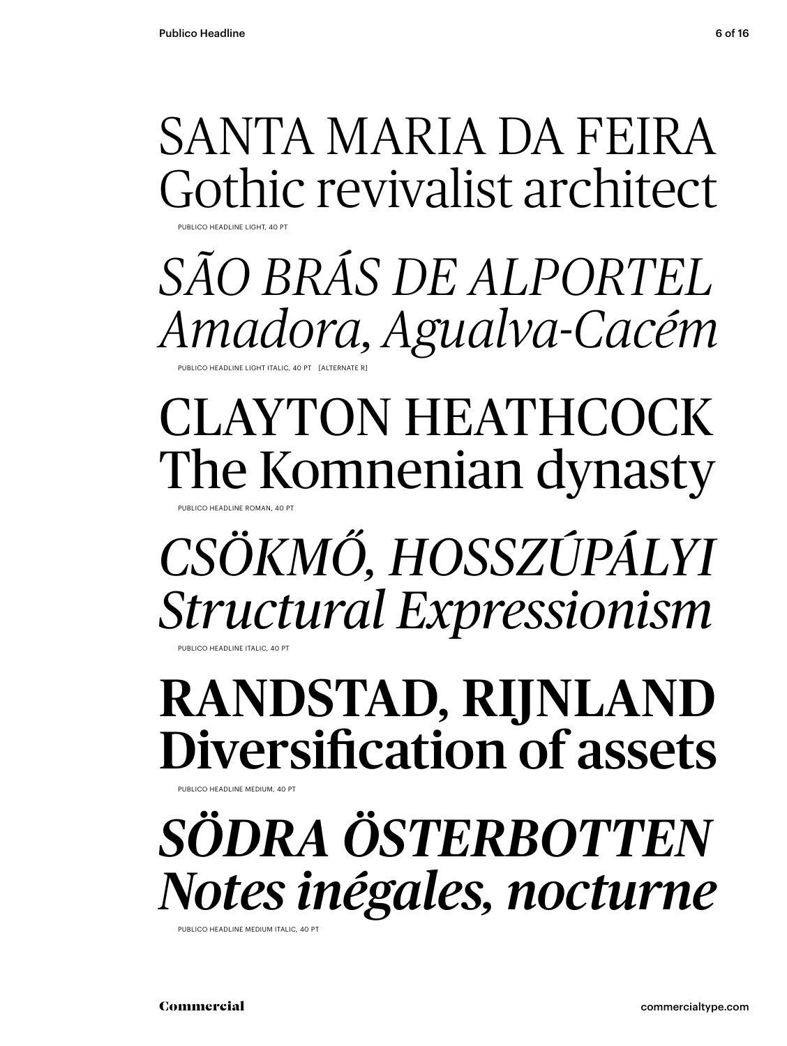SANTA MARIA DA FEIRA
Gothic revivalist architect

PUBLICO HEADLINE LIGHT, 40 PT

*SÃO BRÁS DE ALPORTEL*
*Amadora, Agualva-Cacém*

PUBLICO HEADLINE LIGHT ITALIC, 40 PT [ALTERNATE R]

CLAYTON HEATHCOCK
The Komnenian dynasty

PUBLICO HEADLINE ROMAN, 40 PT

*CSÖKMŐ, HOSSZÚPÁLYI*
*Structural Expressionism*

PUBLICO HEADLINE ITALIC, 40 PT

**RANDSTAD, RIJNLAND**
**Diversification of assets**

PUBLICO HEADLINE MEDIUM, 40 PT

***SÖDRA ÖSTERBOTTEN***
***Notes inégales, nocturne***

PUBLICO HEADLINE MEDIUM ITALIC, 40 PT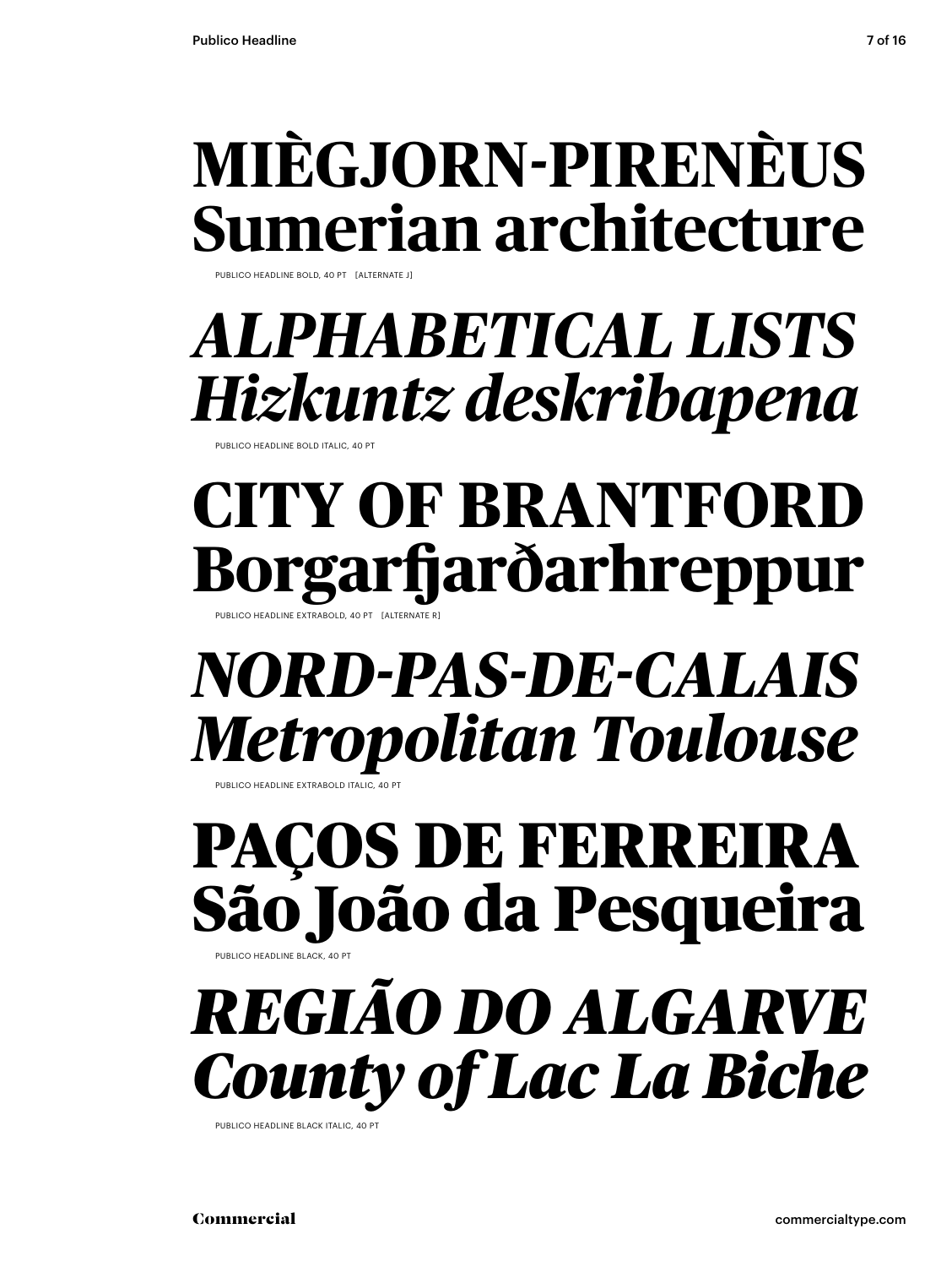**MIÈGJORN-PIRENÈUS**
**Sumerian architecture**

PUBLICO HEADLINE BOLD, 40 PT [ALTERNATE J]

***ALPHABETICAL LISTS***
***Hizkuntz deskribapena***

PUBLICO HEADLINE BOLD ITALIC, 40 PT

**CITY OF BRANTFORD**
**Borgarfjarðarhreppur**

PUBLICO HEADLINE EXTRABOLD, 40 PT [ALTERNATE R]

***NORD-PAS-DE-CALAIS***
***Metropolitan Toulouse***

PUBLICO HEADLINE EXTRABOLD ITALIC, 40 PT

**PAÇOS DE FERREIRA**
**São João da Pesqueira**

PUBLICO HEADLINE BLACK, 40 PT

***REGIÃO DO ALGARVE***
***County of Lac La Biche***

PUBLICO HEADLINE BLACK ITALIC, 40 PT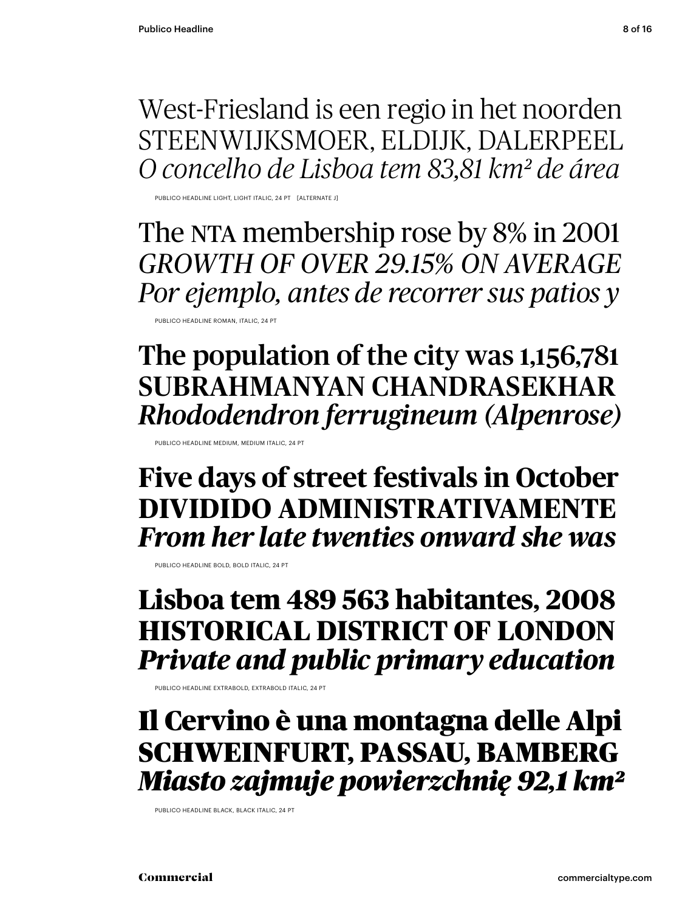West-Friesland is een regio in het noorden
STEENWIJKSMOER, ELDIJK, DALERPEEL
*O concelho de Lisboa tem 83,81 km² de área*

PUBLICO HEADLINE LIGHT, LIGHT ITALIC, 24 PT [ALTERNATE J]

The NTA membership rose by 8% in 2001
*GROWTH OF OVER 29.15% ON AVERAGE*
*Por ejemplo, antes de recorrer sus patios y*

PUBLICO HEADLINE ROMAN, ITALIC, 24 PT

**The population of the city was 1,156,781**
**SUBRAHMANYAN CHANDRASEKHAR**
***Rhododendron ferrugineum (Alpenrose)***

PUBLICO HEADLINE MEDIUM, MEDIUM ITALIC, 24 PT

**Five days of street festivals in October**
**DIVIDIDO ADMINISTRATIVAMENTE**
***From her late twenties onward she was***

PUBLICO HEADLINE BOLD, BOLD ITALIC, 24 PT

**Lisboa tem 489 563 habitantes, 2008**
**HISTORICAL DISTRICT OF LONDON**
***Private and public primary education***

PUBLICO HEADLINE EXTRABOLD, EXTRABOLD ITALIC, 24 PT

**Il Cervino è una montagna delle Alpi**
**SCHWEINFURT, PASSAU, BAMBERG**
***Miasto zajmuje powierzchnię 92,1 km²***

PUBLICO HEADLINE BLACK, BLACK ITALIC, 24 PT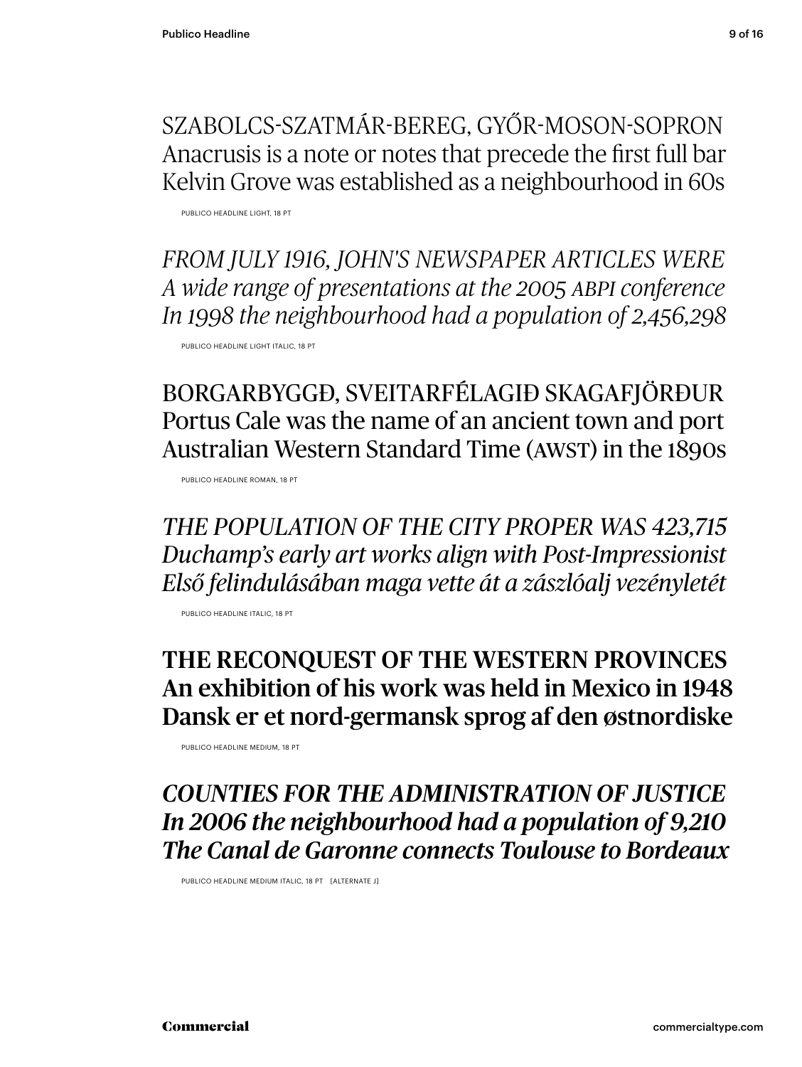SZABOLCS-SZATMÁR-BEREG, GYŐR-MOSON-SOPRON
Anacrusis is a note or notes that precede the first full bar
Kelvin Grove was established as a neighbourhood in 60s

PUBLICO HEADLINE LIGHT, 18 PT

*FROM JULY 1916, JOHN'S NEWSPAPER ARTICLES WERE*
*A wide range of presentations at the 2005 ABPI conference*
*In 1998 the neighbourhood had a population of 2,456,298*

PUBLICO HEADLINE LIGHT ITALIC, 18 PT

BORGARBYGGÐ, SVEITARFÉLAGIÐ SKAGAFJÖRÐUR
Portus Cale was the name of an ancient town and port
Australian Western Standard Time (AWST) in the 1890s

PUBLICO HEADLINE ROMAN, 18 PT

*THE POPULATION OF THE CITY PROPER WAS 423,715*
*Duchamp's early art works align with Post-Impressionist*
*Első felindulásában maga vette át a zászlóalj vezényletét*

PUBLICO HEADLINE ITALIC, 18 PT

**THE RECONQUEST OF THE WESTERN PROVINCES**
**An exhibition of his work was held in Mexico in 1948**
**Dansk er et nord-germansk sprog af den østnordiske**

PUBLICO HEADLINE MEDIUM, 18 PT

***COUNTIES FOR THE ADMINISTRATION OF JUSTICE***
***In 2006 the neighbourhood had a population of 9,210***
***The Canal de Garonne connects Toulouse to Bordeaux***

PUBLICO HEADLINE MEDIUM ITALIC, 18 PT [ALTERNATE J]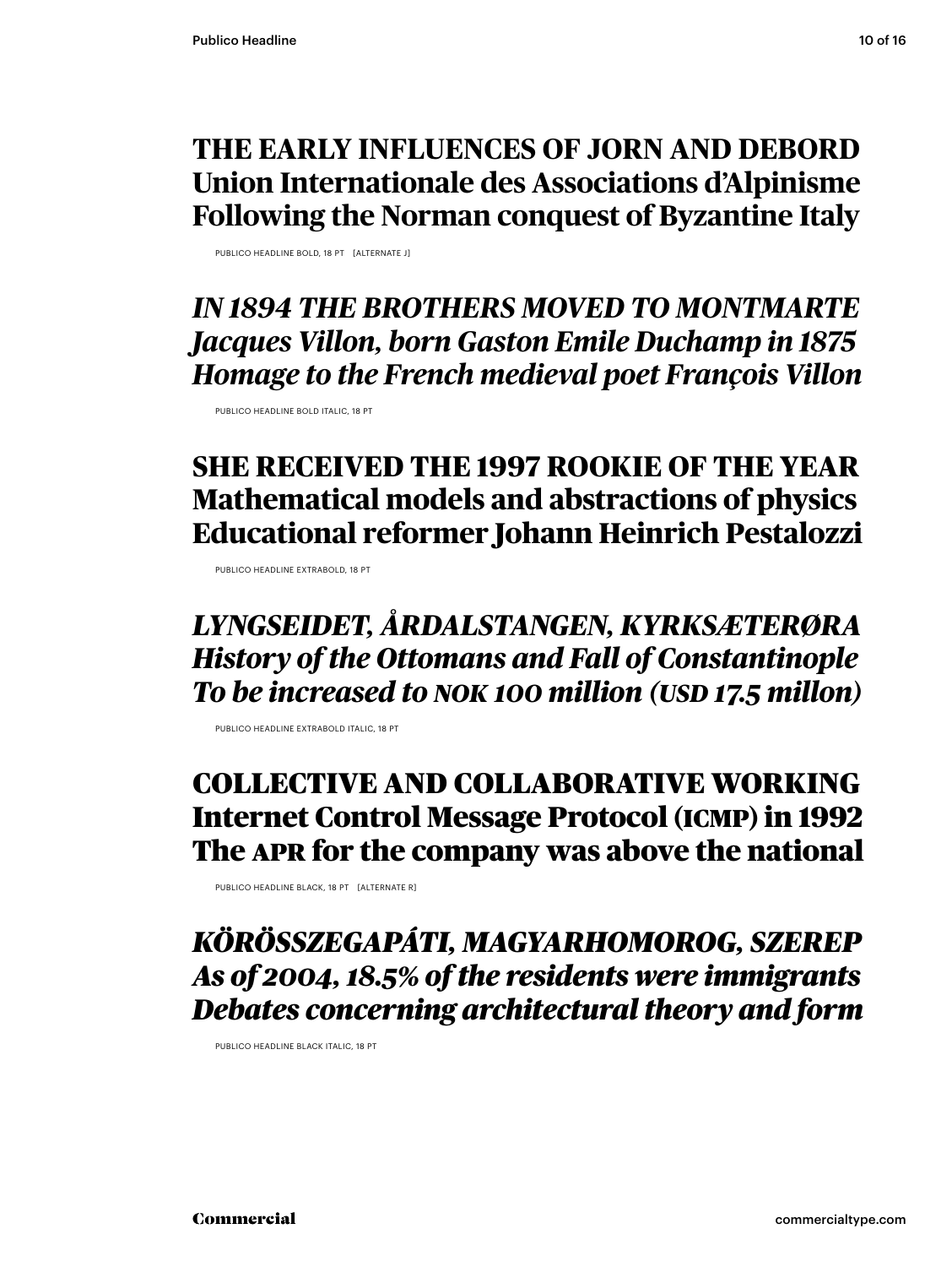**THE EARLY INFLUENCES OF JORN AND DEBORD**
**Union Internationale des Associations d'Alpinisme**
**Following the Norman conquest of Byzantine Italy**

PUBLICO HEADLINE BOLD, 18 PT [ALTERNATE J]

***IN 1894 THE BROTHERS MOVED TO MONTMARTE***
***Jacques Villon, born Gaston Emile Duchamp in 1875***
***Homage to the French medieval poet François Villon***

PUBLICO HEADLINE BOLD ITALIC, 18 PT

**SHE RECEIVED THE 1997 ROOKIE OF THE YEAR**
**Mathematical models and abstractions of physics**
**Educational reformer Johann Heinrich Pestalozzi**

PUBLICO HEADLINE EXTRABOLD, 18 PT

***LYNGSEIDET, ÅRDALSTANGEN, KYRKSÆTERØRA***
***History of the Ottomans and Fall of Constantinople***
***To be increased to NOK 100 million (USD 17.5 millon)***

PUBLICO HEADLINE EXTRABOLD ITALIC, 18 PT

**COLLECTIVE AND COLLABORATIVE WORKING**
**Internet Control Message Protocol (ICMP) in 1992**
**The APR for the company was above the national**

PUBLICO HEADLINE BLACK, 18 PT [ALTERNATE R]

***KÖRÖSSZEGAPÁTI, MAGYARHOMOROG, SZEREP***
***As of 2004, 18.5% of the residents were immigrants***
***Debates concerning architectural theory and form***

PUBLICO HEADLINE BLACK ITALIC, 18 PT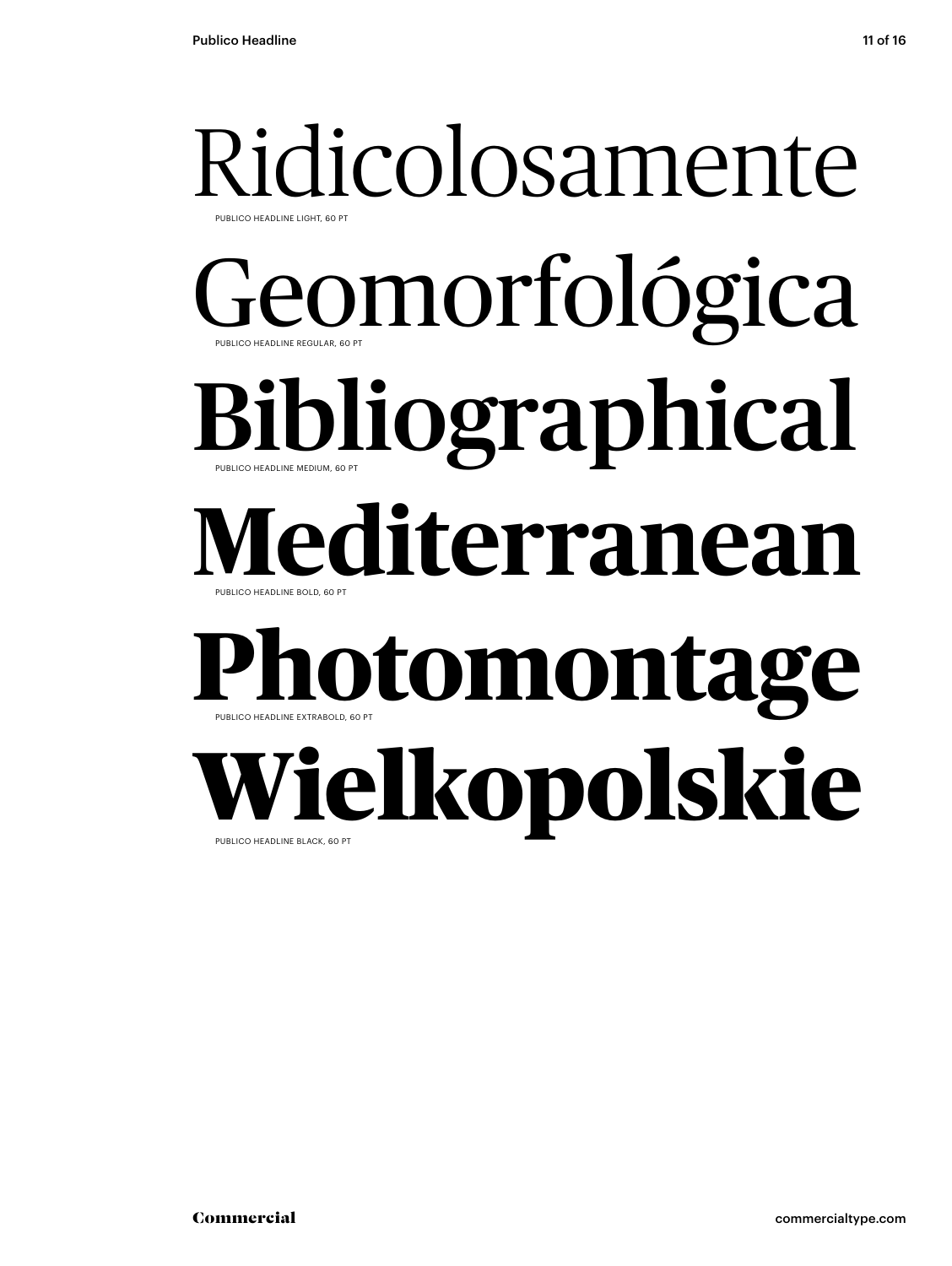Ridicolosamente

PUBLICO HEADLINE LIGHT, 60 PT

Geomorfológica

PUBLICO HEADLINE REGULAR, 60 PT

**Bibliographical**

PUBLICO HEADLINE MEDIUM, 60 PT

**Mediterranean**

PUBLICO HEADLINE BOLD, 60 PT

**Photomontage**

PUBLICO HEADLINE EXTRABOLD, 60 PT

**Wielkopolskie**

PUBLICO HEADLINE BLACK, 60 PT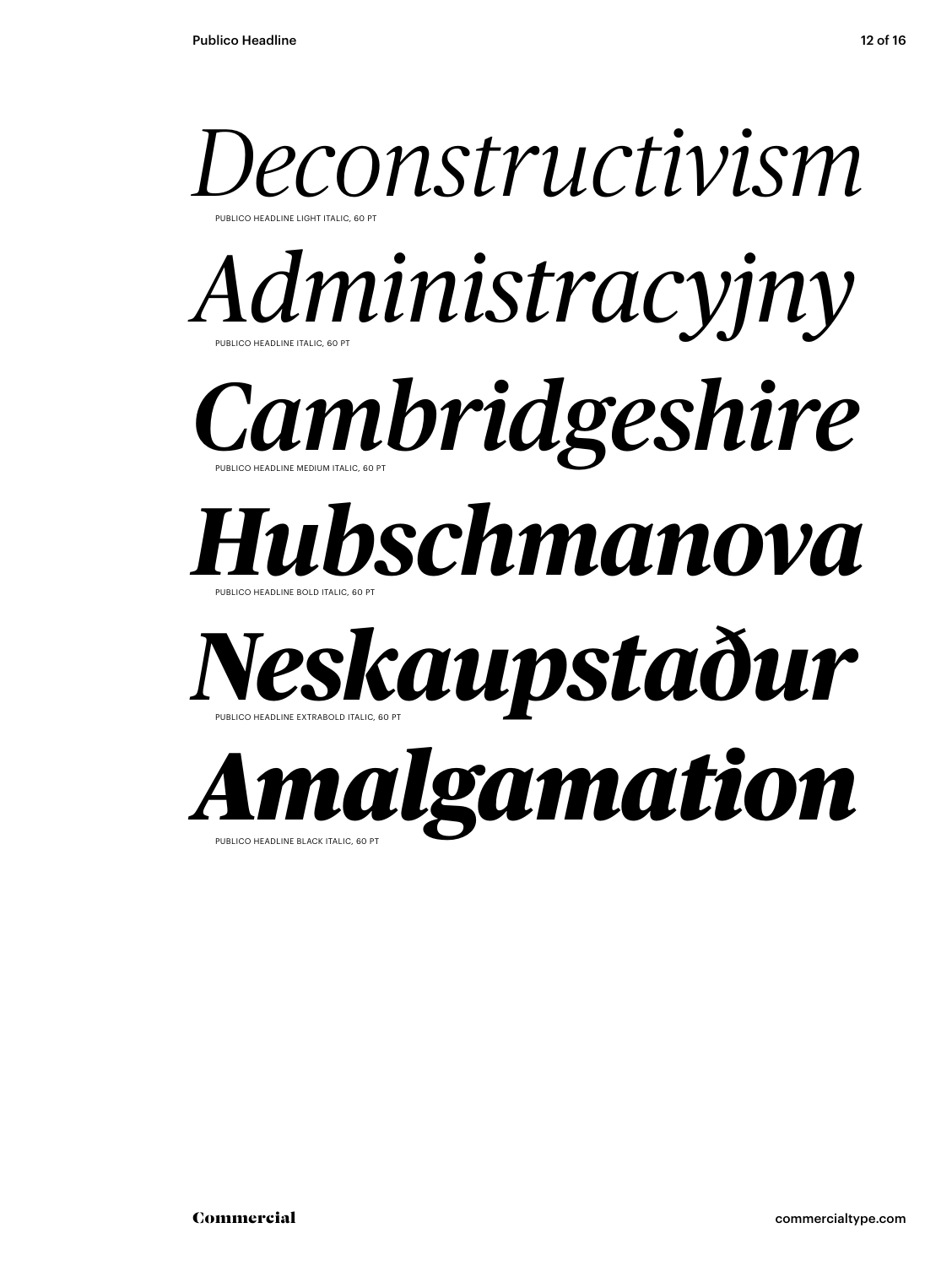*Deconstructivism*

PUBLICO HEADLINE LIGHT ITALIC, 60 PT

*Administracyjny*

PUBLICO HEADLINE ITALIC, 60 PT

***Cambridgeshire***

PUBLICO HEADLINE MEDIUM ITALIC, 60 PT

***Hubschmanova***

PUBLICO HEADLINE BOLD ITALIC, 60 PT

***Neskaupstaður***

PUBLICO HEADLINE EXTRABOLD ITALIC, 60 PT

***Amalgamation***

PUBLICO HEADLINE BLACK ITALIC, 60 PT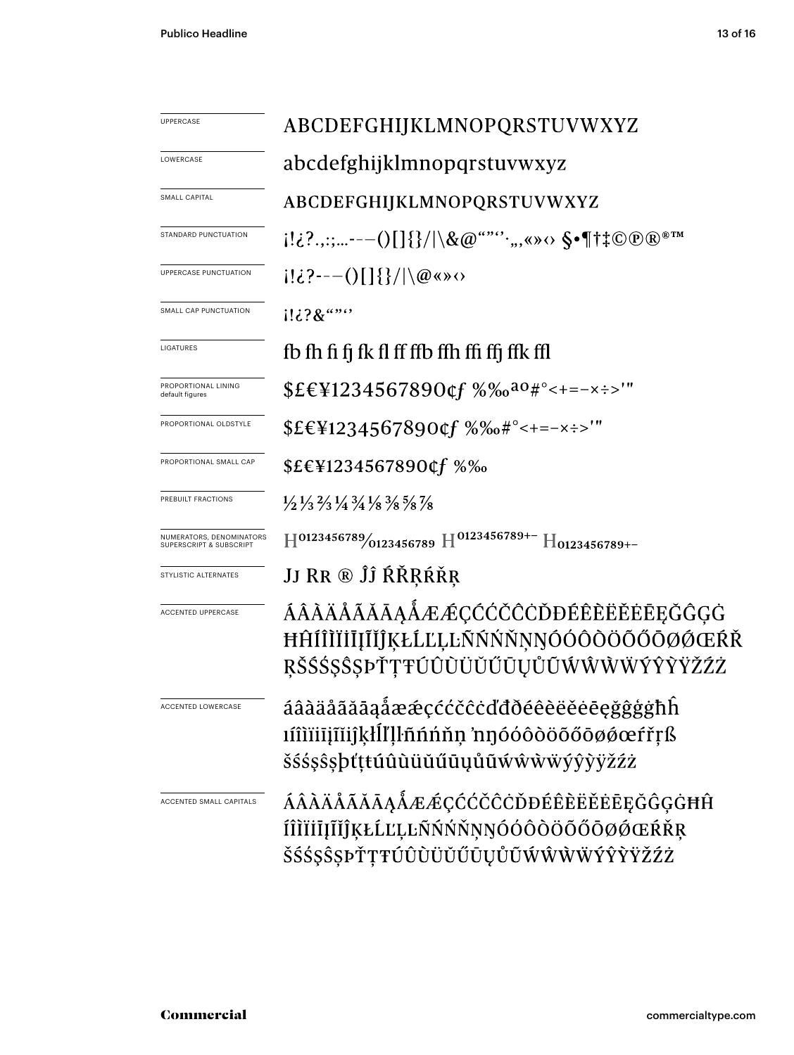| | |
|---|---|
| UPPERCASE | ABCDEFGHIJKLMNOPQRSTUVWXYZ |
| LOWERCASE | abcdefghijklmnopqrstuvwxyz |
| SMALL CAPITAL | ABCDEFGHIJKLMNOPQRSTUVWXYZ |
| STANDARD PUNCTUATION | ¡!¿?.,:;...-–—()[]{}/\|\&@""''·„‚«»‹› §•¶†‡©℗®®™ |
| UPPERCASE PUNCTUATION | ¡!¿?-–—()[]{}/\|\@«»‹› |
| SMALL CAP PUNCTUATION | ¡!¿?&""'' |
| LIGATURES | fb fh fi fj fk fl ff ffb ffh ffi ffj ffk ffl |
| PROPORTIONAL LINING default figures | $£€¥1234567890¢ƒ %‰ªº#°<+=−×÷>'" |
| PROPORTIONAL OLDSTYLE | $£€¥1234567890¢ƒ %‰#°<+=−×÷>'" |
| PROPORTIONAL SMALL CAP | $£€¥1234567890¢ƒ %‰ |
| PREBUILT FRACTIONS | ½ ⅓ ⅔ ¼ ¾ ⅛ ⅜ ⅝ ⅞ |
| NUMERATORS, DENOMINATORS SUPERSCRIPT & SUBSCRIPT | $H^{0123456789}/_{0123456789}$ $H^{0123456789+-}$ $H_{0123456789+-}$ |
| STYLISTIC ALTERNATES | Jj Rr ® Ĵĵ ŔŘŖŕřŗ |
| ACCENTED UPPERCASE | ÁÂÀÄÅÃĂĀĄǺÆǼÇĆĈČĊĎĐÉÊÈËĔĖĒĘĞĜĢĠĦĤÍÎÌÏİĨĬĮĪĴĶŁĹĽĻĿÑŃŅŇŊÓÔÒÖÕŐŌØǾŒŔŘŖŠŚŞŜȘÞŤŢŦÚÛÙÜŬŰŪŲŮŨẂŴẀẄÝŶỲŸŽŹŻ |
| ACCENTED LOWERCASE | áâàäåãăāąǻæǽçćĉčċďđðéêèëĕėēęğĝģġħĥıíîìïĩĭįīĵķłĺľļŀñńņňŉŋóôòöõőōøǿœŕřŗßšśşŝșþťţŧúûùüŭűūųůũẃŵẁẅýŷỳÿžźż |
| ACCENTED SMALL CAPITALS | ÁÂÀÄÅÃĂĀĄǺÆǼÇĆĈČĊĎĐÉÊÈËĔĖĒĘĞĜĢĠĦĤÍÎÌÏĨĬĮĪĴĶŁĹĽĻĿÑŃŅŇŊÓÔÒÖÕŐŌØǾŒŔŘŖŠŚŞŜȘÞŤŢŦÚÛÙÜŬŰŪŲŮŨẂŴẀẄÝŶỲŸŽŹŻ |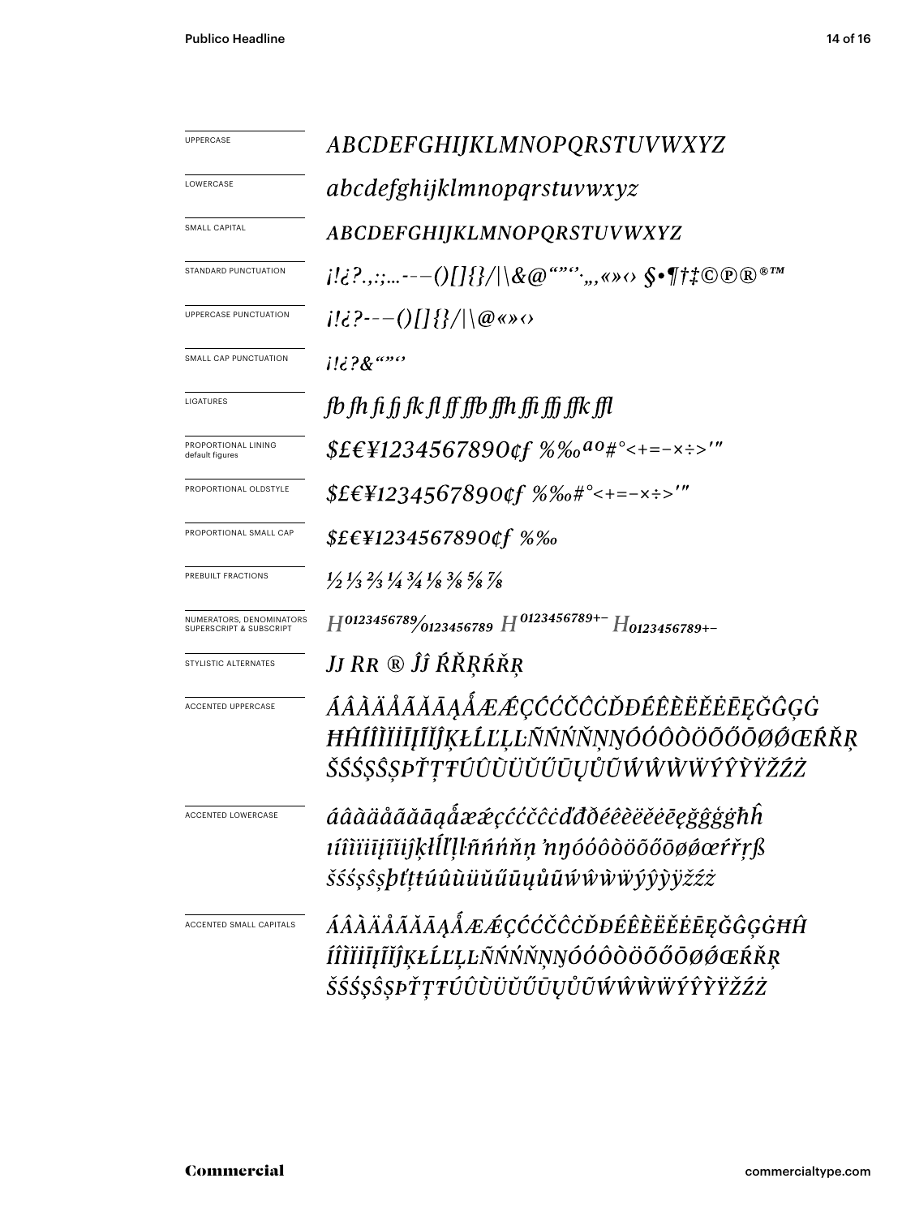| | |
|---|---|
| UPPERCASE | *ABCDEFGHIJKLMNOPQRSTUVWXYZ* |
| LOWERCASE | *abcdefghijklmnopqrstuvwxyz* |
| SMALL CAPITAL | *ABCDEFGHIJKLMNOPQRSTUVWXYZ* |
| STANDARD PUNCTUATION | *¡!¿?.,:;…-–—()[]{}/\|\&@“”‘’·‚„«»‹› §•¶†‡©℗®®™* |
| UPPERCASE PUNCTUATION | *¡!¿?-–—()[]{}/\|\@«»‹›* |
| SMALL CAP PUNCTUATION | *¡!¿?&“”‘’* |
| LIGATURES | *fb fh fi fj fk fl ff ffb ffh ffi ffj ffk ffl* |
| PROPORTIONAL LINING default figures | *$£€¥1234567890¢ƒ %‰ªº#°<+=−×÷>′″* |
| PROPORTIONAL OLDSTYLE | *$£€¥1234567890¢ƒ %‰#°<+=−×÷>′″* |
| PROPORTIONAL SMALL CAP | *$£€¥1234567890¢ƒ %‰* |
| PREBUILT FRACTIONS | *½ ⅓ ⅔ ¼ ¾ ⅛ ⅜ ⅝ ⅞* |
| NUMERATORS, DENOMINATORS SUPERSCRIPT & SUBSCRIPT | $H^{0123456789}/_{0123456789}$ $H^{0123456789+-}$ $H_{0123456789+-}$ |
| STYLISTIC ALTERNATES | *Jj Rr ® Ĵĵ ŔŘŖŕřŗ* |
| ACCENTED UPPERCASE | *ÁÂÀÄÅÃĂĀĄǺÆǼÇĆĈČĊĎĐÉÊÈËĚĖĒĘĞĜĢĠĦĤÍÎÌÏİĪĮĨĬĴĶŁĹĽĻĿÑŃŇŅŊÓÔÒÖÕŐŌØǾŒŔŘŖŠŚŞŜȘÞŤŢŦÚÛÙÜŬŰŪŲŮŨẂŴẀẄÝŶỲŸŽŹŻ* |
| ACCENTED LOWERCASE | *áâàäåãăāąǻæǽçćĉčċďđðéêèëěėēęğĝģġħĥıíîìïīįĩĭĵķłĺľļŀñńňņŉŋóôòöõőōøǿœŕřŗßšśşŝșþťţŧúûùüŭűūųůũẃŵẁẅýŷỳÿžźż* |
| ACCENTED SMALL CAPITALS | *ÁÂÀÄÅÃĂĀĄǺÆǼÇĆĈČĊĎĐÉÊÈËĚĖĒĘĞĜĢĠĦĤÍÎÌÏĪĮĨĬĴĶŁĹĽĻĿÑŃŇŅŊÓÔÒÖÕŐŌØǾŒŔŘŖŠŚŞŜȘÞŤŢŦÚÛÙÜŬŰŪŲŮŨẂŴẀẄÝŶỲŸŽŹŻ* |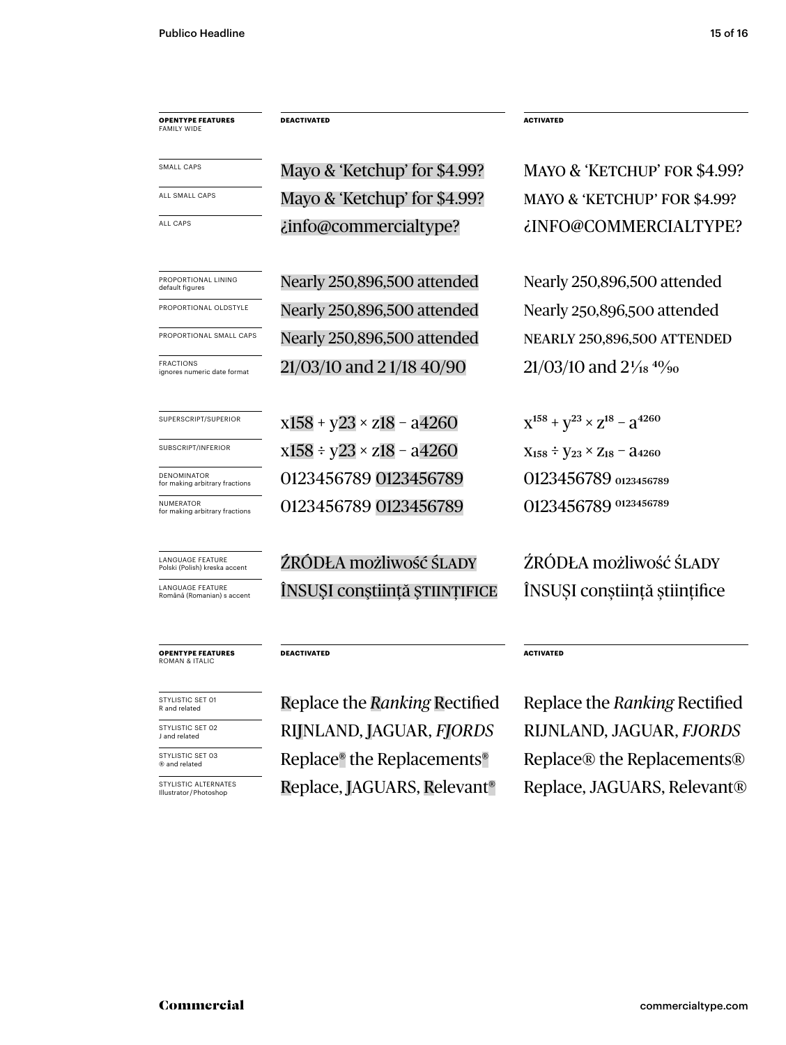| **OPENTYPE FEATURES** FAMILY WIDE | **DEACTIVATED** | **ACTIVATED** |
| --- | --- | --- |
| SMALL CAPS | Mayo & 'Ketchup' for $4.99? | MAYO & 'KETCHUP' FOR $4.99? |
| ALL SMALL CAPS | Mayo & 'Ketchup' for $4.99? | MAYO & 'KETCHUP' FOR $4.99? |
| ALL CAPS | ¿info@commercialtype? | ¿INFO@COMMERCIALTYPE? |
| PROPORTIONAL LINING default figures | Nearly 250,896,500 attended | Nearly 250,896,500 attended |
| PROPORTIONAL OLDSTYLE | Nearly 250,896,500 attended | Nearly 250,896,500 attended |
| PROPORTIONAL SMALL CAPS | Nearly 250,896,500 attended | NEARLY 250,896,500 ATTENDED |
| FRACTIONS ignores numeric date format | 21/03/10 and 2 1/18 40/90 | 21/03/10 and 2 1⁄18 40⁄90 |
| SUPERSCRIPT/SUPERIOR | x158 + y23 × z18 − a4260 | $x^{158} + y^{23} \times z^{18} - a^{4260}$ |
| SUBSCRIPT/INFERIOR | x158 ÷ y23 × z18 − a4260 | $x_{158} \div y_{23} \times z_{18} - a_{4260}$ |
| DENOMINATOR for making arbitrary fractions | 0123456789 0123456789 | 0123456789 $_{0123456789}$ |
| NUMERATOR for making arbitrary fractions | 0123456789 0123456789 | 0123456789 $^{0123456789}$ |
| LANGUAGE FEATURE Polski (Polish) kreska accent | ŹRÓDŁA możliwość ŚLADY | ŹRÓDŁA możliwość ŚLADY |
| LANGUAGE FEATURE Română (Romanian) s accent | ÎNSUŞI conştiinţă ŞTIINŢIFICE | ÎNSUȘI conștiință științifice |

| **OPENTYPE FEATURES** ROMAN & ITALIC | **DEACTIVATED** | **ACTIVATED** |
| --- | --- | --- |
| STYLISTIC SET 01 R and related | Replace the *Ranking* Rectified | Replace the *Ranking* Rectified |
| STYLISTIC SET 02 J and related | RIJNLAND, JAGUAR, *FJORDS* | RIJNLAND, JAGUAR, *FJORDS* |
| STYLISTIC SET 03 ® and related | Replace® the Replacements® | Replace® the Replacements® |
| STYLISTIC ALTERNATES Illustrator/Photoshop | Replace, JAGUARS, Relevant® | Replace, JAGUARS, Relevant® |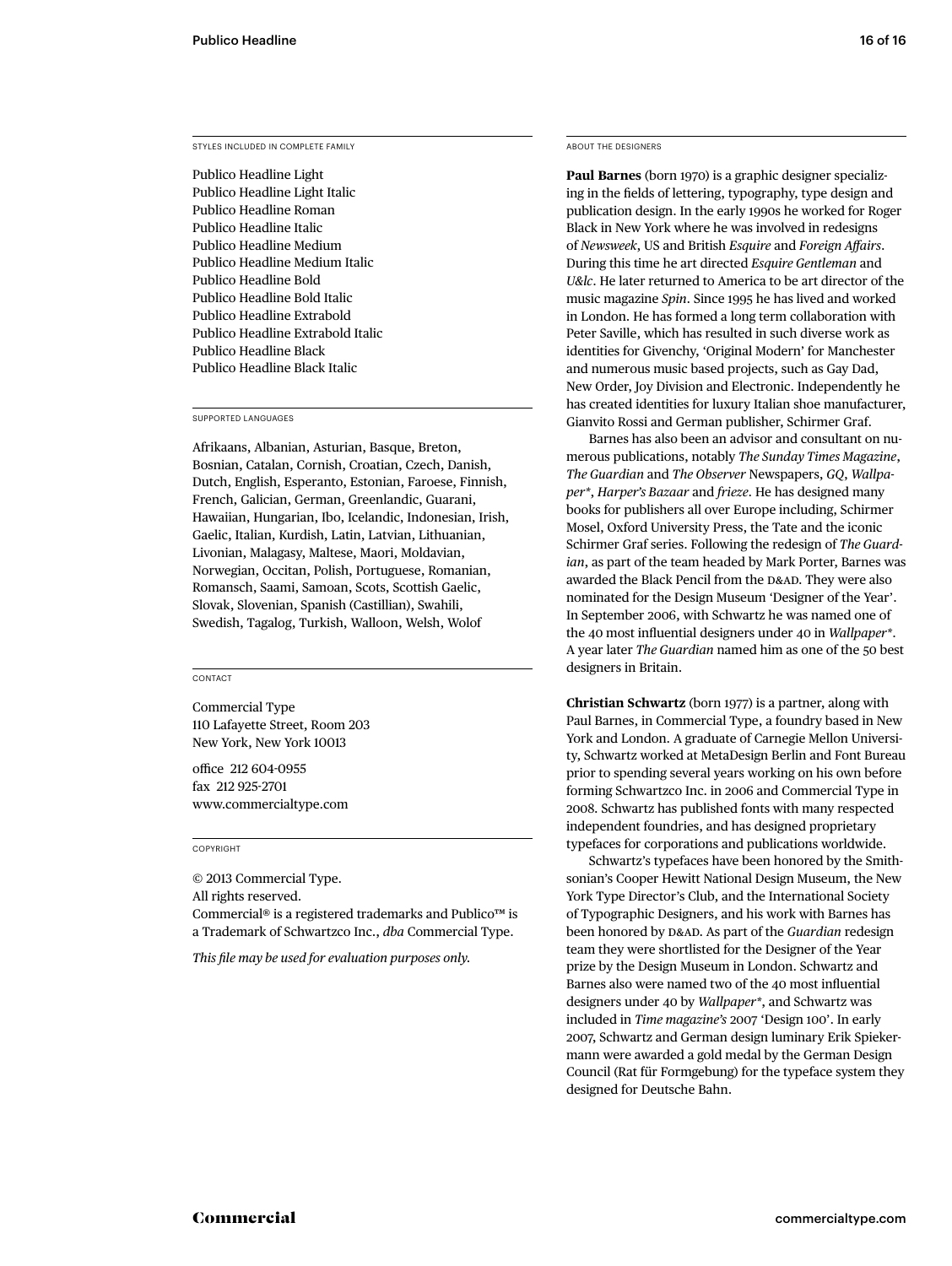## STYLES INCLUDED IN COMPLETE FAMILY

Publico Headline Light
Publico Headline Light Italic
Publico Headline Roman
Publico Headline Italic
Publico Headline Medium
Publico Headline Medium Italic
Publico Headline Bold
Publico Headline Bold Italic
Publico Headline Extrabold
Publico Headline Extrabold Italic
Publico Headline Black
Publico Headline Black Italic

## SUPPORTED LANGUAGES

Afrikaans, Albanian, Asturian, Basque, Breton, Bosnian, Catalan, Cornish, Croatian, Czech, Danish, Dutch, English, Esperanto, Estonian, Faroese, Finnish, French, Galician, German, Greenlandic, Guarani, Hawaiian, Hungarian, Ibo, Icelandic, Indonesian, Irish, Gaelic, Italian, Kurdish, Latin, Latvian, Lithuanian, Livonian, Malagasy, Maltese, Maori, Moldavian, Norwegian, Occitan, Polish, Portuguese, Romanian, Romansch, Saami, Samoan, Scots, Scottish Gaelic, Slovak, Slovenian, Spanish (Castillian), Swahili, Swedish, Tagalog, Turkish, Walloon, Welsh, Wolof

## CONTACT

Commercial Type
110 Lafayette Street, Room 203
New York, New York 10013

office 212 604-0955
fax 212 925-2701
www.commercialtype.com

## COPYRIGHT

© 2013 Commercial Type.
All rights reserved.
Commercial® is a registered trademarks and Publico™ is a Trademark of Schwartzco Inc., *dba* Commercial Type.

*This file may be used for evaluation purposes only.*

## ABOUT THE DESIGNERS

**Paul Barnes** (born 1970) is a graphic designer specializing in the fields of lettering, typography, type design and publication design. In the early 1990s he worked for Roger Black in New York where he was involved in redesigns of *Newsweek*, US and British *Esquire* and *Foreign Affairs*. During this time he art directed *Esquire Gentleman* and *U&lc*. He later returned to America to be art director of the music magazine *Spin*. Since 1995 he has lived and worked in London. He has formed a long term collaboration with Peter Saville, which has resulted in such diverse work as identities for Givenchy, 'Original Modern' for Manchester and numerous music based projects, such as Gay Dad, New Order, Joy Division and Electronic. Independently he has created identities for luxury Italian shoe manufacturer, Gianvito Rossi and German publisher, Schirmer Graf.

Barnes has also been an advisor and consultant on numerous publications, notably *The Sunday Times Magazine*, *The Guardian* and *The Observer* Newspapers, *GQ*, *Wallpaper\**, *Harper's Bazaar* and *frieze*. He has designed many books for publishers all over Europe including, Schirmer Mosel, Oxford University Press, the Tate and the iconic Schirmer Graf series. Following the redesign of *The Guardian*, as part of the team headed by Mark Porter, Barnes was awarded the Black Pencil from the D&AD. They were also nominated for the Design Museum 'Designer of the Year'. In September 2006, with Schwartz he was named one of the 40 most influential designers under 40 in *Wallpaper\**. A year later *The Guardian* named him as one of the 50 best designers in Britain.

**Christian Schwartz** (born 1977) is a partner, along with Paul Barnes, in Commercial Type, a foundry based in New York and London. A graduate of Carnegie Mellon University, Schwartz worked at MetaDesign Berlin and Font Bureau prior to spending several years working on his own before forming Schwartzco Inc. in 2006 and Commercial Type in 2008. Schwartz has published fonts with many respected independent foundries, and has designed proprietary typefaces for corporations and publications worldwide.

Schwartz's typefaces have been honored by the Smithsonian's Cooper Hewitt National Design Museum, the New York Type Director's Club, and the International Society of Typographic Designers, and his work with Barnes has been honored by D&AD. As part of the *Guardian* redesign team they were shortlisted for the Designer of the Year prize by the Design Museum in London. Schwartz and Barnes also were named two of the 40 most influential designers under 40 by *Wallpaper\**, and Schwartz was included in *Time magazine's* 2007 'Design 100'. In early 2007, Schwartz and German design luminary Erik Spiekermann were awarded a gold medal by the German Design Council (Rat für Formgebung) for the typeface system they designed for Deutsche Bahn.